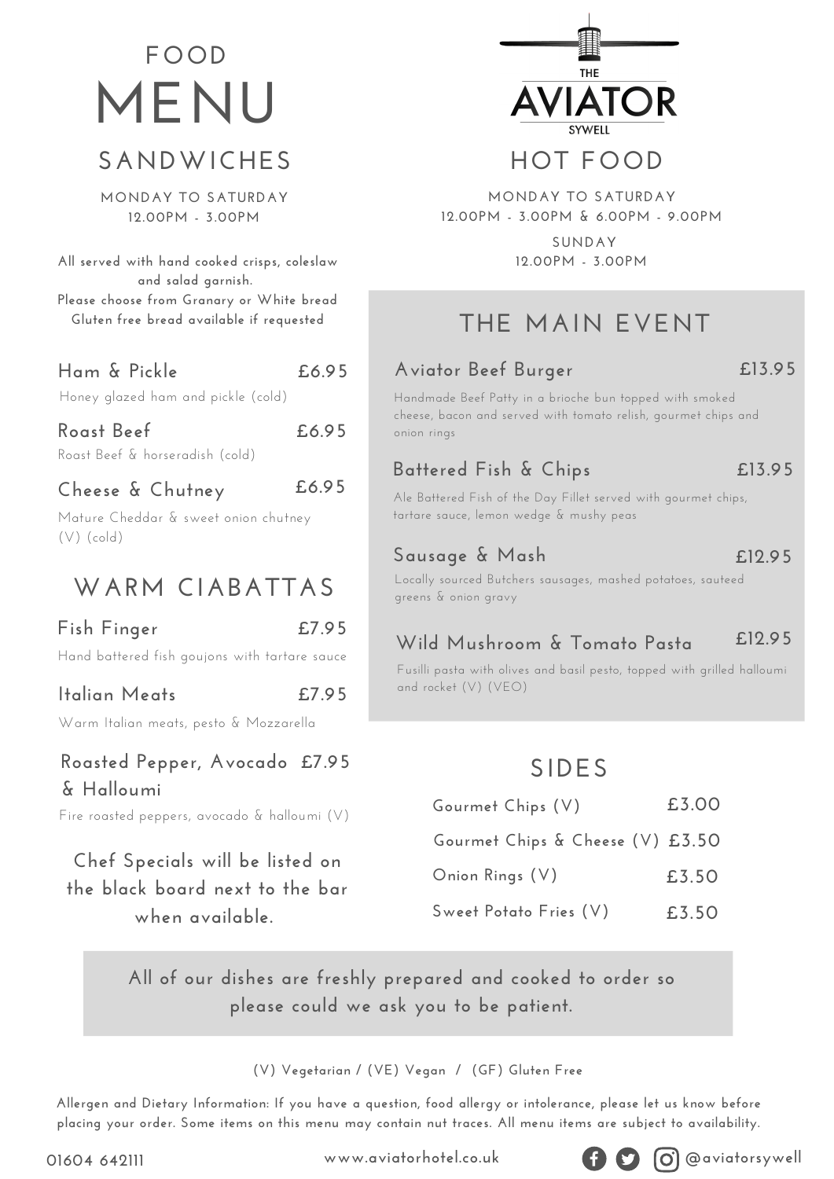# FOOD MENU

THE AVIATOR SYWELL

## SANDWICHES

MONDAY TO SATURDAY
12.00PM - 3.00PM

All served with hand cooked crisps, coleslaw and salad garnish.
Please choose from Granary or White bread
Gluten free bread available if requested

**Ham & Pickle** £6.95
Honey glazed ham and pickle (cold)

**Roast Beef** £6.95
Roast Beef & horseradish (cold)

**Cheese & Chutney** £6.95
Mature Cheddar & sweet onion chutney (V) (cold)

## WARM CIABATTAS

**Fish Finger** £7.95
Hand battered fish goujons with tartare sauce

**Italian Meats** £7.95
Warm Italian meats, pesto & Mozzarella

**Roasted Pepper, Avocado & Halloumi** £7.95
Fire roasted peppers, avocado & halloumi (V)

Chef Specials will be listed on the black board next to the bar when available.

## HOT FOOD

MONDAY TO SATURDAY
12.00PM - 3.00PM & 6.00PM - 9.00PM

SUNDAY
12.00PM - 3.00PM

### THE MAIN EVENT

**Aviator Beef Burger** £13.95
Handmade Beef Patty in a brioche bun topped with smoked cheese, bacon and served with tomato relish, gourmet chips and onion rings

**Battered Fish & Chips** £13.95
Ale Battered Fish of the Day Fillet served with gourmet chips, tartare sauce, lemon wedge & mushy peas

**Sausage & Mash** £12.95
Locally sourced Butchers sausages, mashed potatoes, sauteed greens & onion gravy

**Wild Mushroom & Tomato Pasta** £12.95
Fusilli pasta with olives and basil pesto, topped with grilled halloumi and rocket (V) (VEO)

### SIDES

| Item | Price |
| --- | --- |
| Gourmet Chips (V) | £3.00 |
| Gourmet Chips & Cheese (V) | £3.50 |
| Onion Rings (V) | £3.50 |
| Sweet Potato Fries (V) | £3.50 |

All of our dishes are freshly prepared and cooked to order so please could we ask you to be patient.

(V) Vegetarian / (VE) Vegan / (GF) Gluten Free

Allergen and Dietary Information: If you have a question, food allergy or intolerance, please let us know before placing your order. Some items on this menu may contain nut traces. All menu items are subject to availability.

01604 642111 www.aviatorhotel.co.uk @aviatorsywell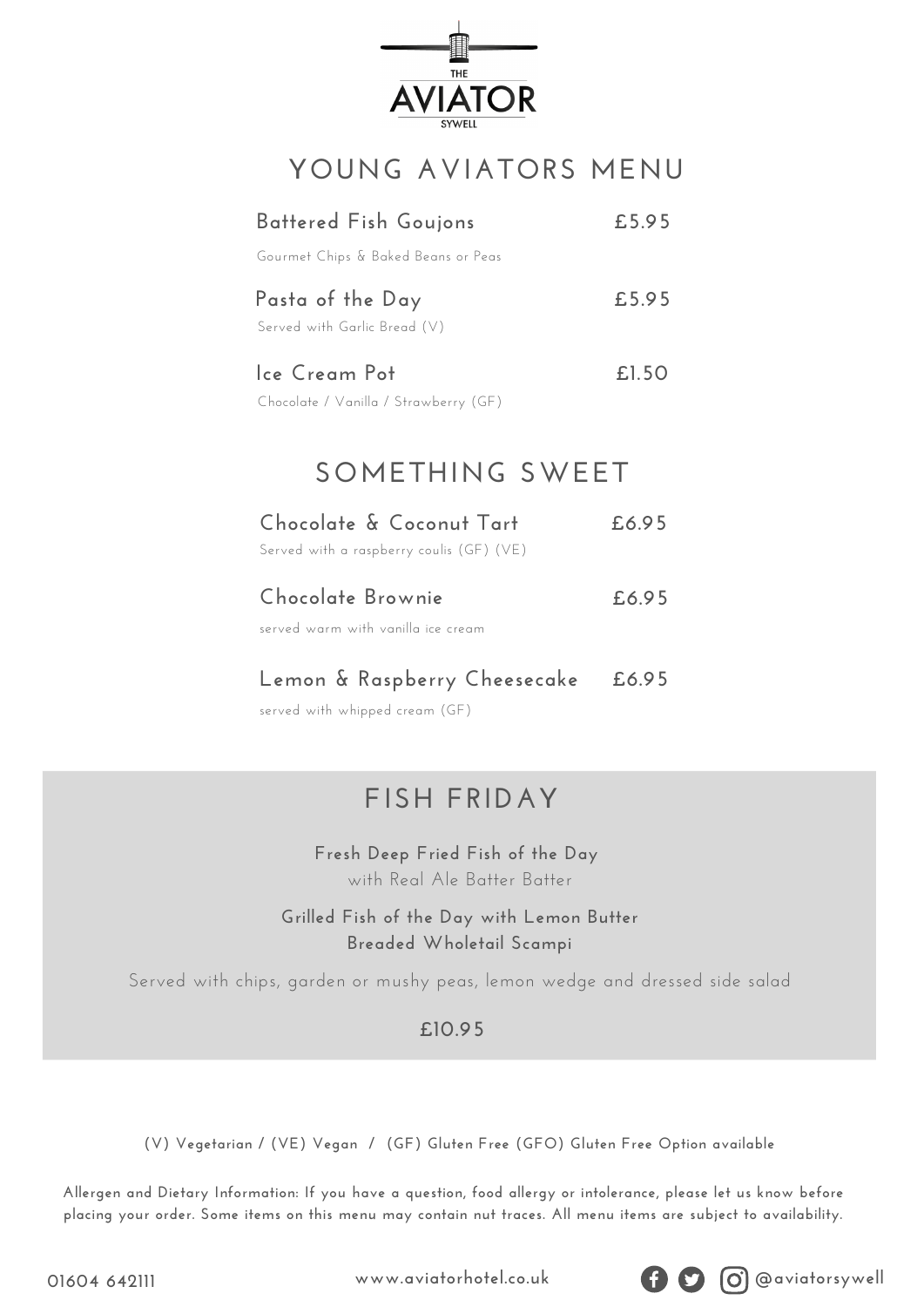THE

# AVIATOR

SYWELL

## YOUNG AVIATORS MENU

**Battered Fish Goujons** £5.95

Gourmet Chips & Baked Beans or Peas

**Pasta of the Day** £5.95

Served with Garlic Bread (V)

**Ice Cream Pot** £1.50

Chocolate / Vanilla / Strawberry (GF)

## SOMETHING SWEET

**Chocolate & Coconut Tart** £6.95

Served with a raspberry coulis (GF) (VE)

**Chocolate Brownie** £6.95

served warm with vanilla ice cream

**Lemon & Raspberry Cheesecake** £6.95

served with whipped cream (GF)

## FISH FRIDAY

**Fresh Deep Fried Fish of the Day**

with Real Ale Batter Batter

**Grilled Fish of the Day with Lemon Butter**

**Breaded Wholetail Scampi**

Served with chips, garden or mushy peas, lemon wedge and dressed side salad

£10.95

(V) Vegetarian / (VE) Vegan / (GF) Gluten Free (GFO) Gluten Free Option available

Allergen and Dietary Information: If you have a question, food allergy or intolerance, please let us know before placing your order. Some items on this menu may contain nut traces. All menu items are subject to availability.

01604 642111 www.aviatorhotel.co.uk @aviatorsywell